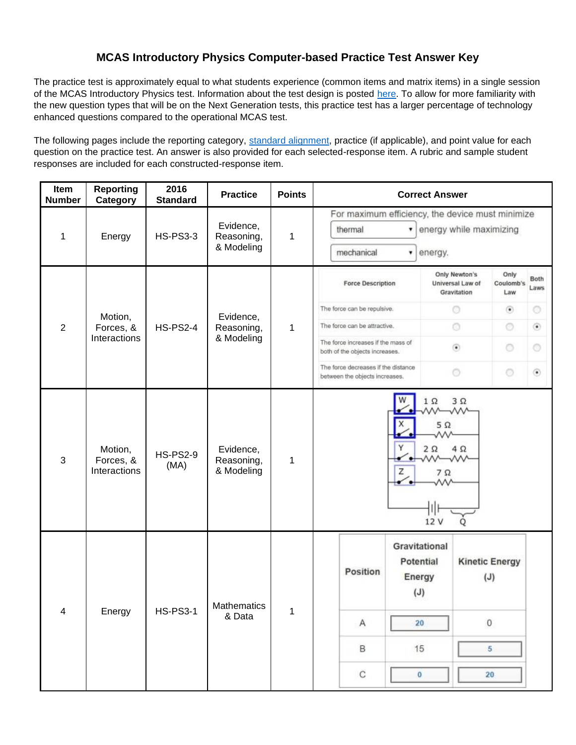# MCAS Introductory Physics Computer-based Practice Test Answer Key

The practice test is approximately equal to what students experience (common items and matrix items) in a single session of the MCAS Introductory Physics test. Information about the test design is posted here. To allow for more familiarity with the new question types that will be on the Next Generation tests, this practice test has a larger percentage of technology enhanced questions compared to the operational MCAS test.

The following pages include the reporting category, standard alignment, practice (if applicable), and point value for each question on the practice test. An answer is also provided for each selected-response item. A rubric and sample student responses are included for each constructed-response item.

| Item Number | Reporting Category | 2016 Standard | Practice | Points | Correct Answer |
|---|---|---|---|---|---|
| 1 | Energy | HS-PS3-3 | Evidence, Reasoning, & Modeling | 1 | For maximum efficiency, the device must minimize [thermal] energy while maximizing [mechanical] energy. |
| 2 | Motion, Forces, & Interactions | HS-PS2-4 | Evidence, Reasoning, & Modeling | 1 | The force can be repulsive: Only Coulomb's Law. The force can be attractive: Both Laws. The force increases if the mass of both of the objects increases: Only Newton's Universal Law of Gravitation. The force decreases if the distance between the objects increases: Both Laws. |
| 3 | Motion, Forces, & Interactions | HS-PS2-9 (MA) | Evidence, Reasoning, & Modeling | 1 | Circuit diagram with switches W (1 Ω, 3 Ω), X (5 Ω), Y (2 Ω, 4 Ω), Z (7 Ω), 12 V battery, Q; switches W and X selected (closed). |
| 4 | Energy | HS-PS3-1 | Mathematics & Data | 1 | Position A: Gravitational Potential Energy (J) 20, Kinetic Energy (J) 0. Position B: Gravitational Potential Energy (J) 15, Kinetic Energy (J) 5. Position C: Gravitational Potential Energy (J) 0, Kinetic Energy (J) 20. |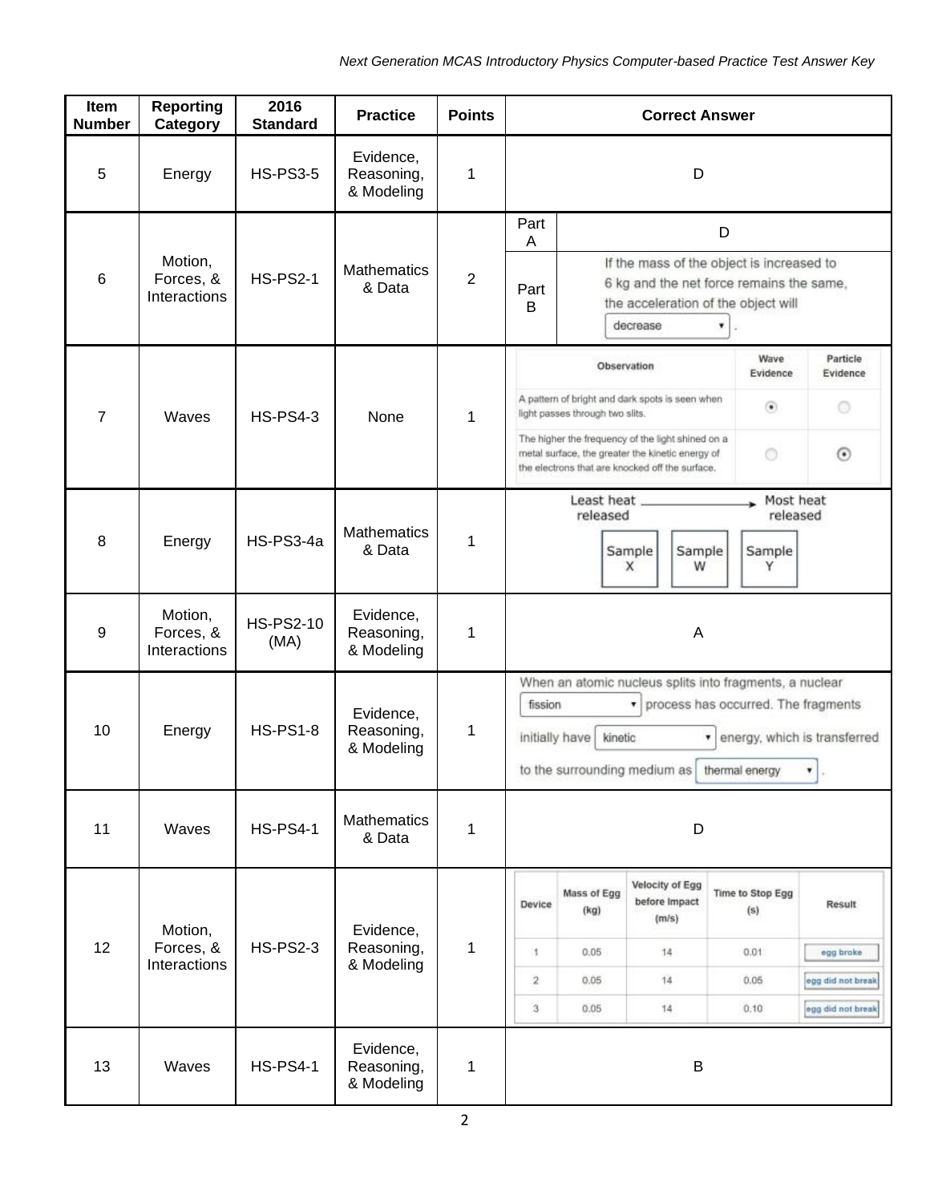| Item Number | Reporting Category | 2016 Standard | Practice | Points | Correct Answer |
|---|---|---|---|---|---|
| 5 | Energy | HS-PS3-5 | Evidence, Reasoning, & Modeling | 1 | D |
| 6 | Motion, Forces, & Interactions | HS-PS2-1 | Mathematics & Data | 2 | Part A: D<br>Part B: If the mass of the object is increased to 6 kg and the net force remains the same, the acceleration of the object will [decrease]. |
| 7 | Waves | HS-PS4-3 | None | 1 | Observation / Wave Evidence / Particle Evidence:<br>A pattern of bright and dark spots is seen when light passes through two slits. — Wave Evidence<br>The higher the frequency of the light shined on a metal surface, the greater the kinetic energy of the electrons that are knocked off the surface. — Particle Evidence |
| 8 | Energy | HS-PS3-4a | Mathematics & Data | 1 | Least heat released → Most heat released: Sample X, Sample W, Sample Y |
| 9 | Motion, Forces, & Interactions | HS-PS2-10 (MA) | Evidence, Reasoning, & Modeling | 1 | A |
| 10 | Energy | HS-PS1-8 | Evidence, Reasoning, & Modeling | 1 | When an atomic nucleus splits into fragments, a nuclear [fission] process has occurred. The fragments initially have [kinetic] energy, which is transferred to the surrounding medium as [thermal energy]. |
| 11 | Waves | HS-PS4-1 | Mathematics & Data | 1 | D |
| 12 | Motion, Forces, & Interactions | HS-PS2-3 | Evidence, Reasoning, & Modeling | 1 | Device 1: Mass of Egg 0.05 kg, Velocity of Egg before Impact 14 m/s, Time to Stop Egg 0.01 s, Result: egg broke<br>Device 2: 0.05 kg, 14 m/s, 0.05 s, Result: egg did not break<br>Device 3: 0.05 kg, 14 m/s, 0.10 s, Result: egg did not break |
| 13 | Waves | HS-PS4-1 | Evidence, Reasoning, & Modeling | 1 | B |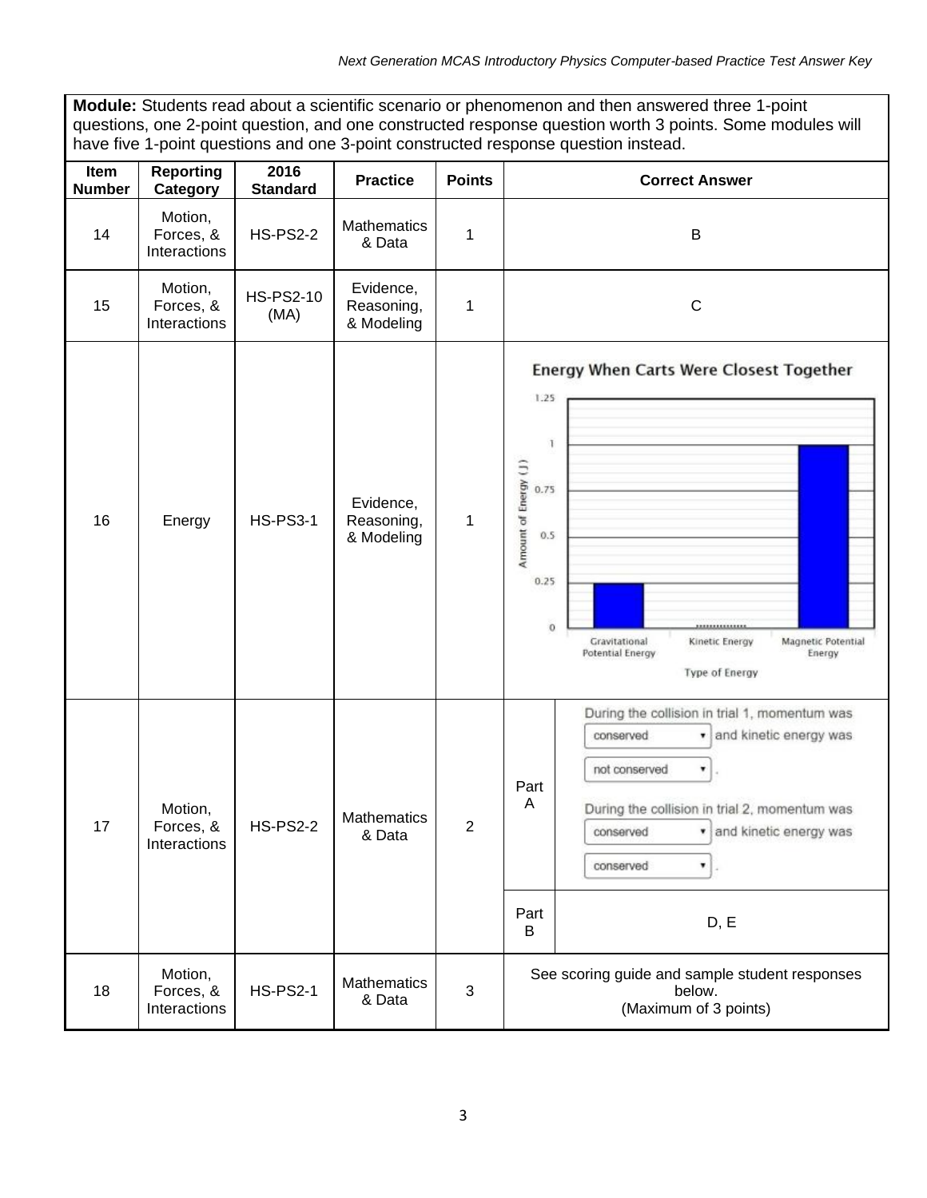| **Module:** Students read about a scientific scenario or phenomenon and then answered three 1-point questions, one 2-point question, and one constructed response question worth 3 points. Some modules will have five 1-point questions and one 3-point constructed response question instead. | | | | | |
|---|---|---|---|---|---|
| **Item Number** | **Reporting Category** | **2016 Standard** | **Practice** | **Points** | **Correct Answer** |
| 14 | Motion, Forces, & Interactions | HS-PS2-2 | Mathematics & Data | 1 | B |
| 15 | Motion, Forces, & Interactions | HS-PS2-10 (MA) | Evidence, Reasoning, & Modeling | 1 | C |
| 16 | Energy | HS-PS3-1 | Evidence, Reasoning, & Modeling | 1 | Energy When Carts Were Closest Together (bar graph, Amount of Energy (J) vs. Type of Energy): Gravitational Potential Energy = 0.25; Kinetic Energy = 0; Magnetic Potential Energy = 1 |
| 17 | Motion, Forces, & Interactions | HS-PS2-2 | Mathematics & Data | 2 | Part A: During the collision in trial 1, momentum was [conserved] and kinetic energy was [not conserved]. During the collision in trial 2, momentum was [conserved] and kinetic energy was [conserved]. Part B: D, E |
| 18 | Motion, Forces, & Interactions | HS-PS2-1 | Mathematics & Data | 3 | See scoring guide and sample student responses below. (Maximum of 3 points) |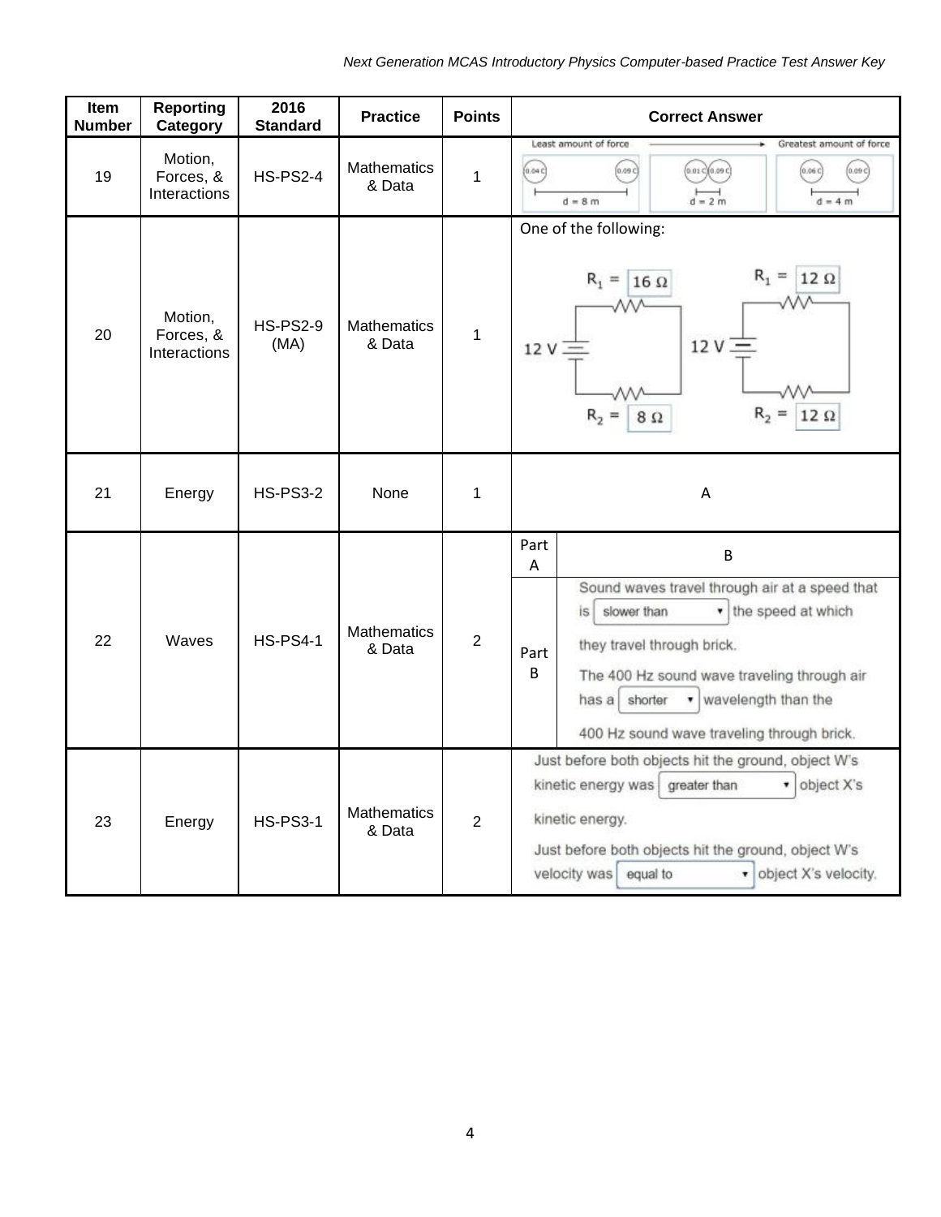| Item Number | Reporting Category | 2016 Standard | Practice | Points | Correct Answer |
|---|---|---|---|---|---|
| 19 | Motion, Forces, & Interactions | HS-PS2-4 | Mathematics & Data | 1 | Least amount of force → Greatest amount of force: 0.04 C, 0.09 C, d = 8 m; 0.01 C, 0.09 C, d = 2 m; 0.06 C, 0.09 C, d = 4 m |
| 20 | Motion, Forces, & Interactions | HS-PS2-9 (MA) | Mathematics & Data | 1 | One of the following: 12 V, $R_1$ = 16 Ω, $R_2$ = 8 Ω; 12 V, $R_1$ = 12 Ω, $R_2$ = 12 Ω |
| 21 | Energy | HS-PS3-2 | None | 1 | A |
| 22 | Waves | HS-PS4-1 | Mathematics & Data | 2 | Part A: B<br>Part B: Sound waves travel through air at a speed that is [slower than] the speed at which they travel through brick. The 400 Hz sound wave traveling through air has a [shorter] wavelength than the 400 Hz sound wave traveling through brick. |
| 23 | Energy | HS-PS3-1 | Mathematics & Data | 2 | Just before both objects hit the ground, object W's kinetic energy was [greater than] object X's kinetic energy. Just before both objects hit the ground, object W's velocity was [equal to] object X's velocity. |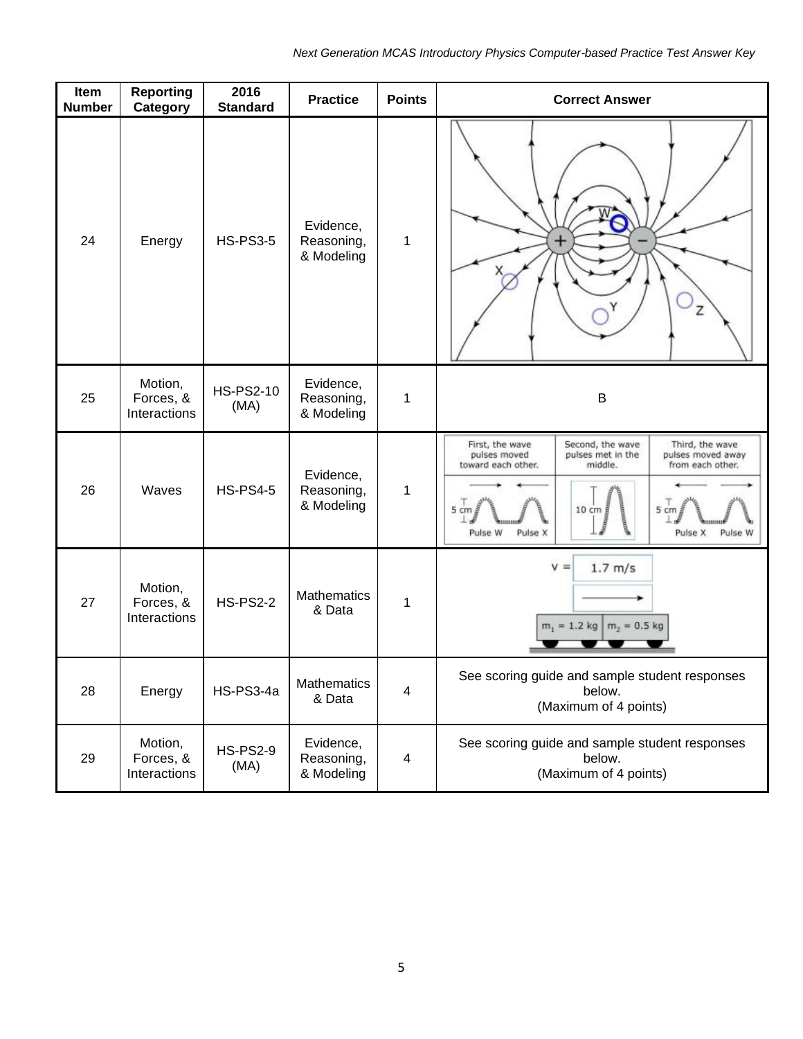| Item Number | Reporting Category | 2016 Standard | Practice | Points | Correct Answer |
|---|---|---|---|---|---|
| 24 | Energy | HS-PS3-5 | Evidence, Reasoning, & Modeling | 1 | |
| 25 | Motion, Forces, & Interactions | HS-PS2-10 (MA) | Evidence, Reasoning, & Modeling | 1 | B |
| 26 | Waves | HS-PS4-5 | Evidence, Reasoning, & Modeling | 1 | First, the wave pulses moved toward each other. Second, the wave pulses met in the middle. Third, the wave pulses moved away from each other. |
| 27 | Motion, Forces, & Interactions | HS-PS2-2 | Mathematics & Data | 1 | v = 1.7 m/s; $m_1$ = 1.2 kg, $m_2$ = 0.5 kg |
| 28 | Energy | HS-PS3-4a | Mathematics & Data | 4 | See scoring guide and sample student responses below. (Maximum of 4 points) |
| 29 | Motion, Forces, & Interactions | HS-PS2-9 (MA) | Evidence, Reasoning, & Modeling | 4 | See scoring guide and sample student responses below. (Maximum of 4 points) |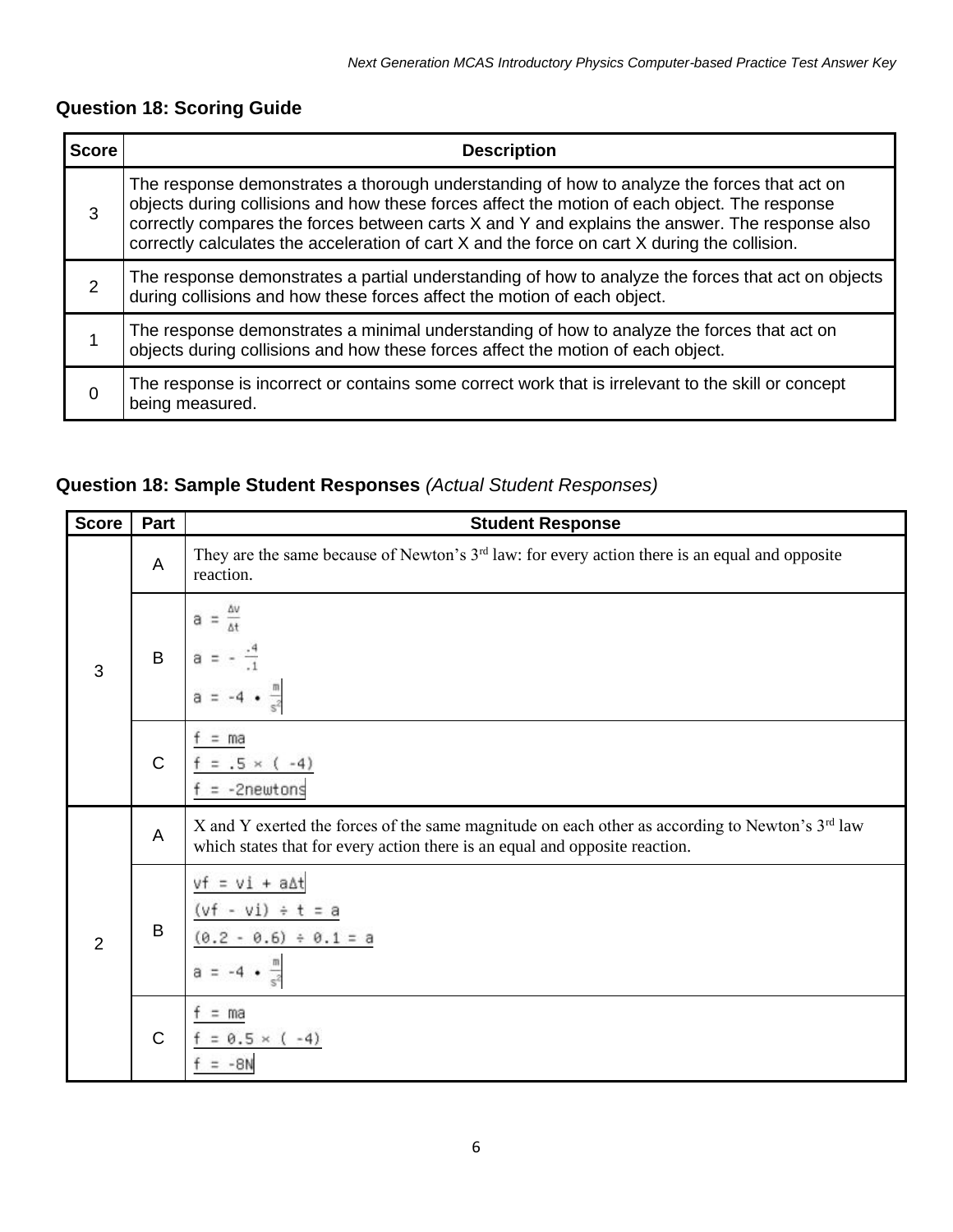### Question 18: Scoring Guide

| Score | Description |
|---|---|
| 3 | The response demonstrates a thorough understanding of how to analyze the forces that act on objects during collisions and how these forces affect the motion of each object. The response correctly compares the forces between carts X and Y and explains the answer. The response also correctly calculates the acceleration of cart X and the force on cart X during the collision. |
| 2 | The response demonstrates a partial understanding of how to analyze the forces that act on objects during collisions and how these forces affect the motion of each object. |
| 1 | The response demonstrates a minimal understanding of how to analyze the forces that act on objects during collisions and how these forces affect the motion of each object. |
| 0 | The response is incorrect or contains some correct work that is irrelevant to the skill or concept being measured. |

### Question 18: Sample Student Responses *(Actual Student Responses)*

| Score | Part | Student Response |
|---|---|---|
| 3 | A | They are the same because of Newton's 3rd law: for every action there is an equal and opposite reaction. |
| | B | $a = \frac{\Delta v}{\Delta t}$<br>$a = -\frac{.4}{.1}$<br>$a = -4 \cdot \frac{m}{s^2}$ |
| | C | f = ma<br>f = .5 × ( -4)<br>f = -2newtons |
| 2 | A | X and Y exerted the forces of the same magnitude on each other as according to Newton's 3rd law which states that for every action there is an equal and opposite reaction. |
| | B | vf = vi + aΔt<br>(vf - vi) ÷ t = a<br>(0.2 - 0.6) ÷ 0.1 = a<br>$a = -4 \cdot \frac{m}{s^2}$ |
| | C | f = ma<br>f = 0.5 × ( -4)<br>f = -8N |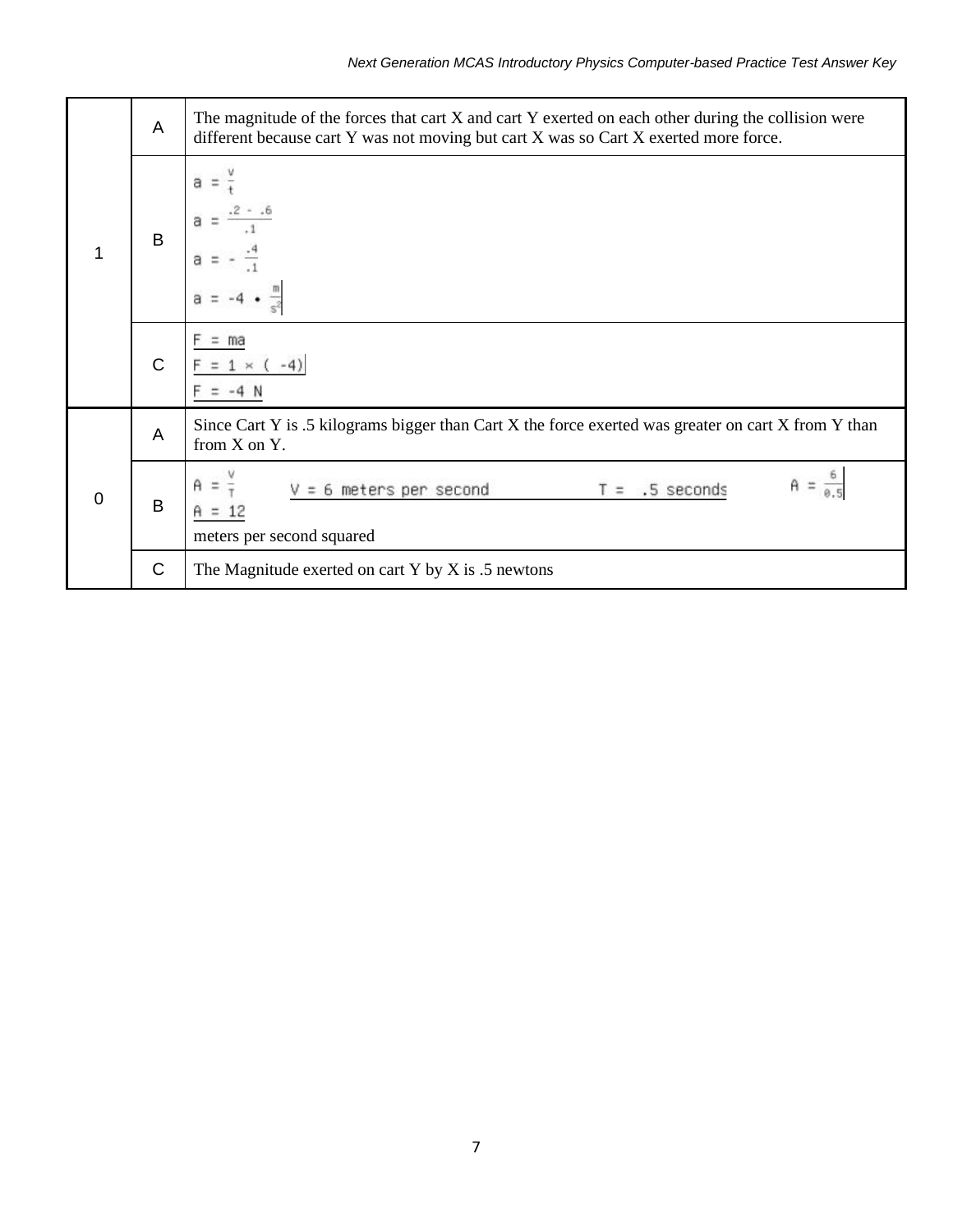| | | |
|---|---|---|
| 1 | A | The magnitude of the forces that cart X and cart Y exerted on each other during the collision were different because cart Y was not moving but cart X was so Cart X exerted more force. |
| | B | $a = \frac{v}{t}$ <br> $a = \frac{.2 - .6}{.1}$ <br> $a = -\frac{.4}{.1}$ <br> $a = -4 \bullet \frac{m}{s^2}$ |
| | C | $F = ma$ <br> $F = 1 \times (-4)$ <br> $F = -4$ N |
| 0 | A | Since Cart Y is .5 kilograms bigger than Cart X the force exerted was greater on cart X from Y than from X on Y. |
| | B | $A = \frac{V}{T}$ &nbsp; $V = 6$ meters per second &nbsp; $T = .5$ seconds &nbsp; $A = \frac{6}{0.5}$ <br> $A = 12$ <br> meters per second squared |
| | C | The Magnitude exerted on cart Y by X is .5 newtons |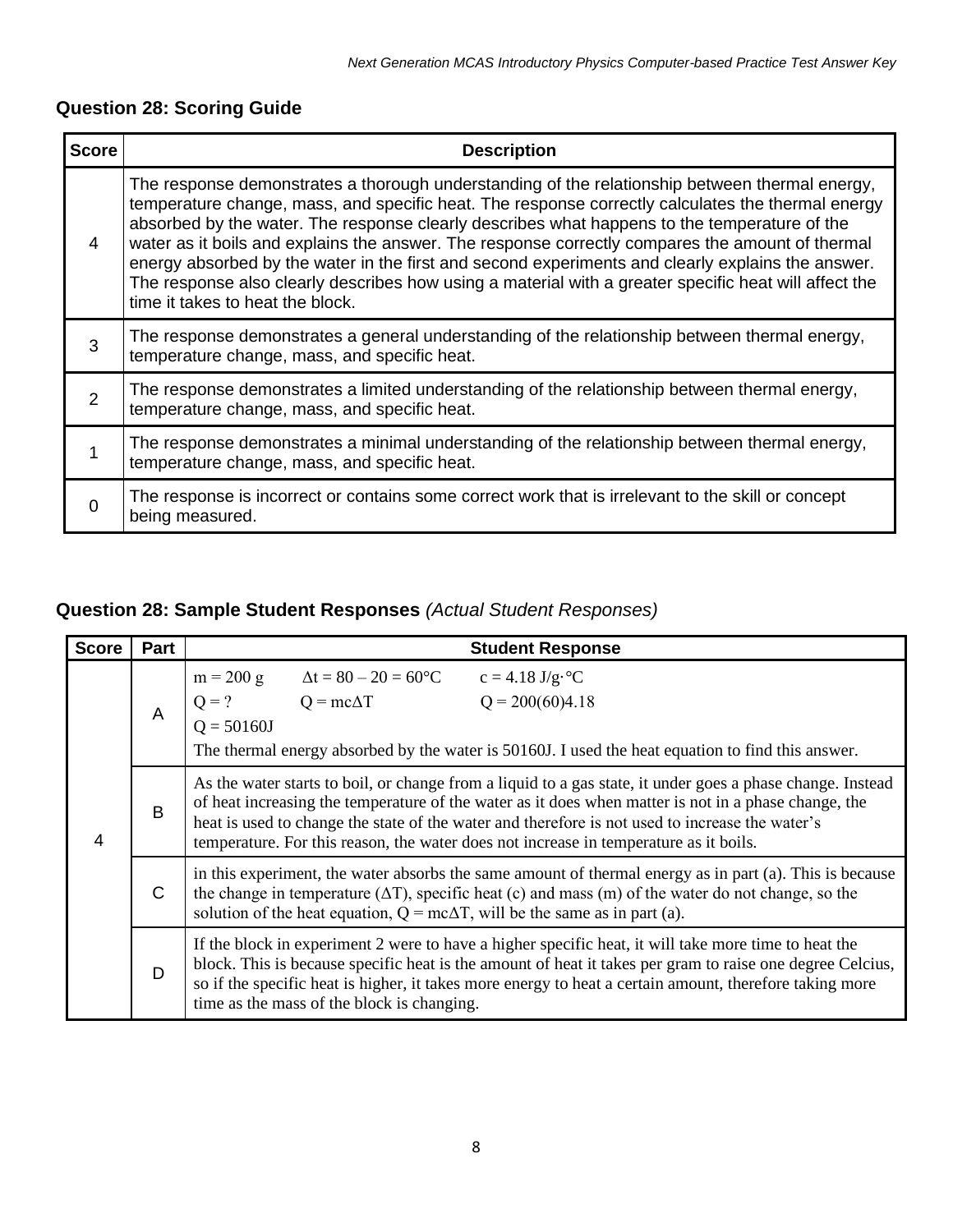## Question 28: Scoring Guide

| Score | Description |
|---|---|
| 4 | The response demonstrates a thorough understanding of the relationship between thermal energy, temperature change, mass, and specific heat. The response correctly calculates the thermal energy absorbed by the water. The response clearly describes what happens to the temperature of the water as it boils and explains the answer. The response correctly compares the amount of thermal energy absorbed by the water in the first and second experiments and clearly explains the answer. The response also clearly describes how using a material with a greater specific heat will affect the time it takes to heat the block. |
| 3 | The response demonstrates a general understanding of the relationship between thermal energy, temperature change, mass, and specific heat. |
| 2 | The response demonstrates a limited understanding of the relationship between thermal energy, temperature change, mass, and specific heat. |
| 1 | The response demonstrates a minimal understanding of the relationship between thermal energy, temperature change, mass, and specific heat. |
| 0 | The response is incorrect or contains some correct work that is irrelevant to the skill or concept being measured. |

## Question 28: Sample Student Responses *(Actual Student Responses)*

| Score | Part | Student Response |
|---|---|---|
| 4 | A | $m = 200$ g $\Delta t = 80 - 20 = 60°C$ $c = 4.18$ J/g·°C<br>$Q = ?$ $Q = mc\Delta T$ $Q = 200(60)4.18$<br>$Q = 50160$J<br>The thermal energy absorbed by the water is 50160J. I used the heat equation to find this answer. |
| | B | As the water starts to boil, or change from a liquid to a gas state, it under goes a phase change. Instead of heat increasing the temperature of the water as it does when matter is not in a phase change, the heat is used to change the state of the water and therefore is not used to increase the water's temperature. For this reason, the water does not increase in temperature as it boils. |
| | C | in this experiment, the water absorbs the same amount of thermal energy as in part (a). This is because the change in temperature ($\Delta T$), specific heat (c) and mass (m) of the water do not change, so the solution of the heat equation, $Q = mc\Delta T$, will be the same as in part (a). |
| | D | If the block in experiment 2 were to have a higher specific heat, it will take more time to heat the block. This is because specific heat is the amount of heat it takes per gram to raise one degree Celcius, so if the specific heat is higher, it takes more energy to heat a certain amount, therefore taking more time as the mass of the block is changing. |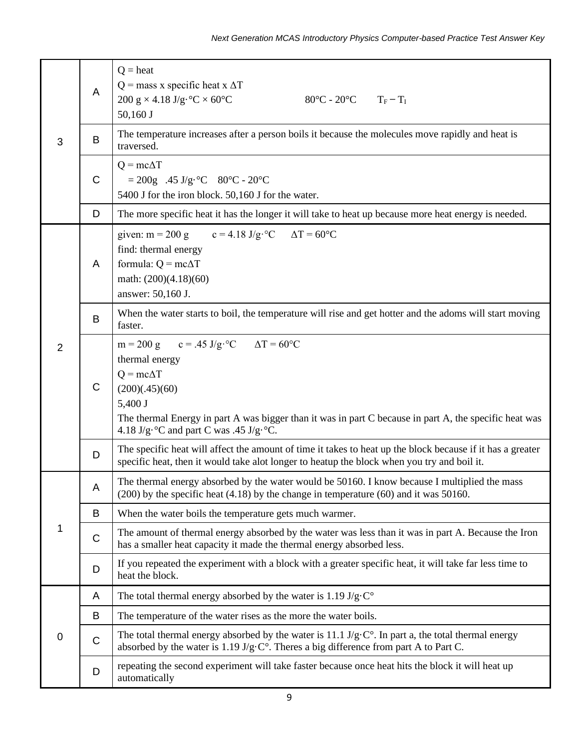| | | |
|---|---|---|
| 3 | A | Q = heat<br>Q = mass x specific heat x $\Delta T$<br>200 g × 4.18 J/g·°C × 60°C     80°C - 20°C   $T_F - T_I$<br>50,160 J |
| | B | The temperature increases after a person boils it because the molecules move rapidly and heat is traversed. |
| | C | $Q = mc\Delta T$<br>= 200g .45 J/g·°C 80°C - 20°C<br>5400 J for the iron block. 50,160 J for the water. |
| | D | The more specific heat it has the longer it will take to heat up because more heat energy is needed. |
| 2 | A | given: m = 200 g   c = 4.18 J/g·°C   $\Delta T$ = 60°C<br>find: thermal energy<br>formula: $Q = mc\Delta T$<br>math: (200)(4.18)(60)<br>answer: 50,160 J. |
| | B | When the water starts to boil, the temperature will rise and get hotter and the adoms will start moving faster. |
| | C | m = 200 g   c = .45 J/g·°C   $\Delta T$ = 60°C<br>thermal energy<br>$Q = mc\Delta T$<br>(200)(.45)(60)<br>5,400 J<br>The thermal Energy in part A was bigger than it was in part C because in part A, the specific heat was 4.18 J/g·°C and part C was .45 J/g·°C. |
| | D | The specific heat will affect the amount of time it takes to heat up the block because if it has a greater specific heat, then it would take alot longer to heatup the block when you try and boil it. |
| 1 | A | The thermal energy absorbed by the water would be 50160. I know because I multiplied the mass (200) by the specific heat (4.18) by the change in temperature (60) and it was 50160. |
| | B | When the water boils the temperature gets much warmer. |
| | C | The amount of thermal energy absorbed by the water was less than it was in part A. Because the Iron has a smaller heat capacity it made the thermal energy absorbed less. |
| | D | If you repeated the experiment with a block with a greater specific heat, it will take far less time to heat the block. |
| 0 | A | The total thermal energy absorbed by the water is 1.19 J/g·C° |
| | B | The temperature of the water rises as the more the water boils. |
| | C | The total thermal energy absorbed by the water is 11.1 J/g·C°. In part a, the total thermal energy absorbed by the water is 1.19 J/g·C°. Theres a big difference from part A to Part C. |
| | D | repeating the second experiment will take faster because once heat hits the block it will heat up automatically |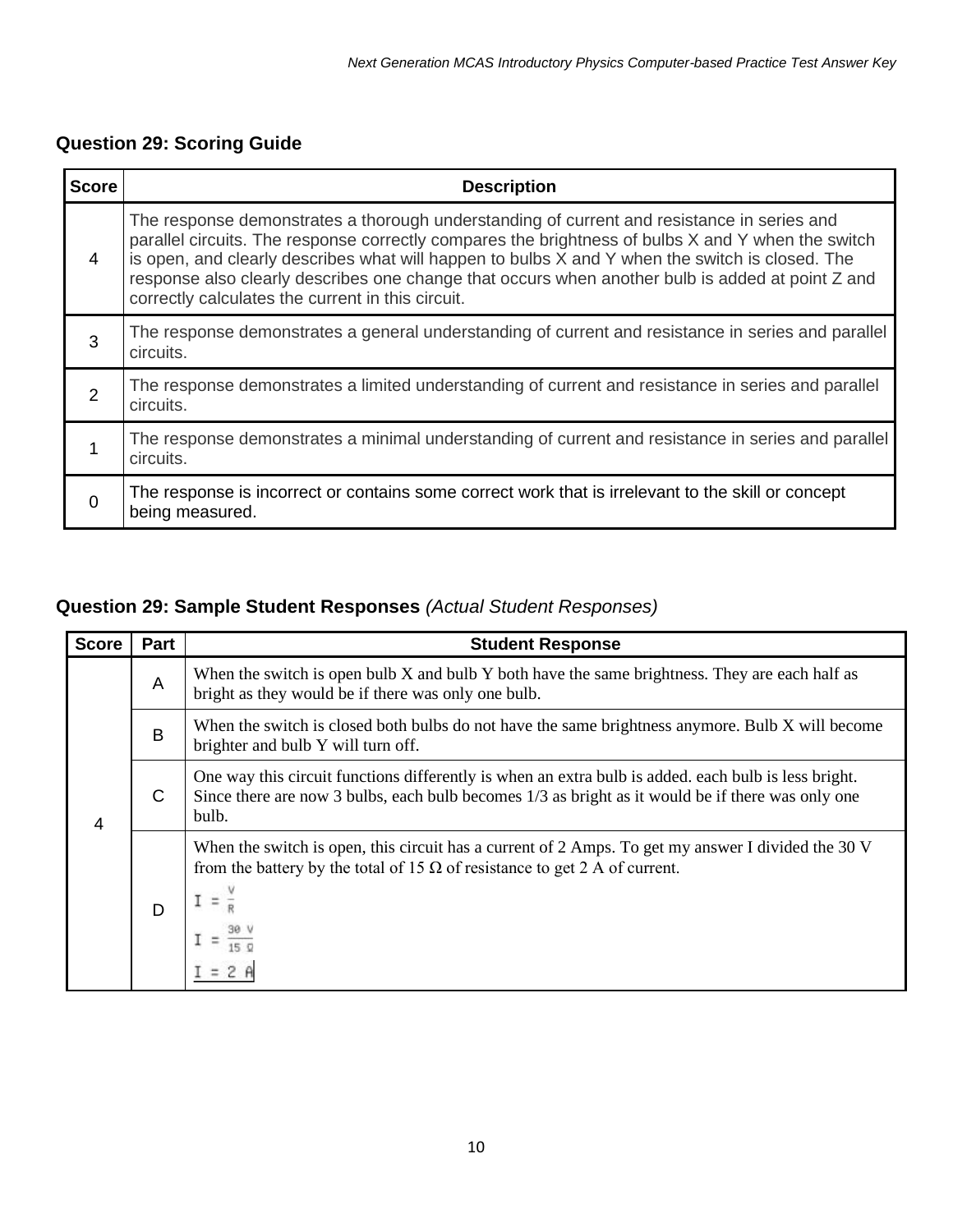### Question 29: Scoring Guide

| Score | Description |
|---|---|
| 4 | The response demonstrates a thorough understanding of current and resistance in series and parallel circuits. The response correctly compares the brightness of bulbs X and Y when the switch is open, and clearly describes what will happen to bulbs X and Y when the switch is closed. The response also clearly describes one change that occurs when another bulb is added at point Z and correctly calculates the current in this circuit. |
| 3 | The response demonstrates a general understanding of current and resistance in series and parallel circuits. |
| 2 | The response demonstrates a limited understanding of current and resistance in series and parallel circuits. |
| 1 | The response demonstrates a minimal understanding of current and resistance in series and parallel circuits. |
| 0 | The response is incorrect or contains some correct work that is irrelevant to the skill or concept being measured. |

### Question 29: Sample Student Responses *(Actual Student Responses)*

| Score | Part | Student Response |
|---|---|---|
| 4 | A | When the switch is open bulb X and bulb Y both have the same brightness. They are each half as bright as they would be if there was only one bulb. |
| | B | When the switch is closed both bulbs do not have the same brightness anymore. Bulb X will become brighter and bulb Y will turn off. |
| | C | One way this circuit functions differently is when an extra bulb is added. each bulb is less bright. Since there are now 3 bulbs, each bulb becomes 1/3 as bright as it would be if there was only one bulb. |
| | D | When the switch is open, this circuit has a current of 2 Amps. To get my answer I divided the 30 V from the battery by the total of 15 Ω of resistance to get 2 A of current. $I = \frac{V}{R}$ $I = \frac{30\ V}{15\ \Omega}$ $I = 2\ A$ |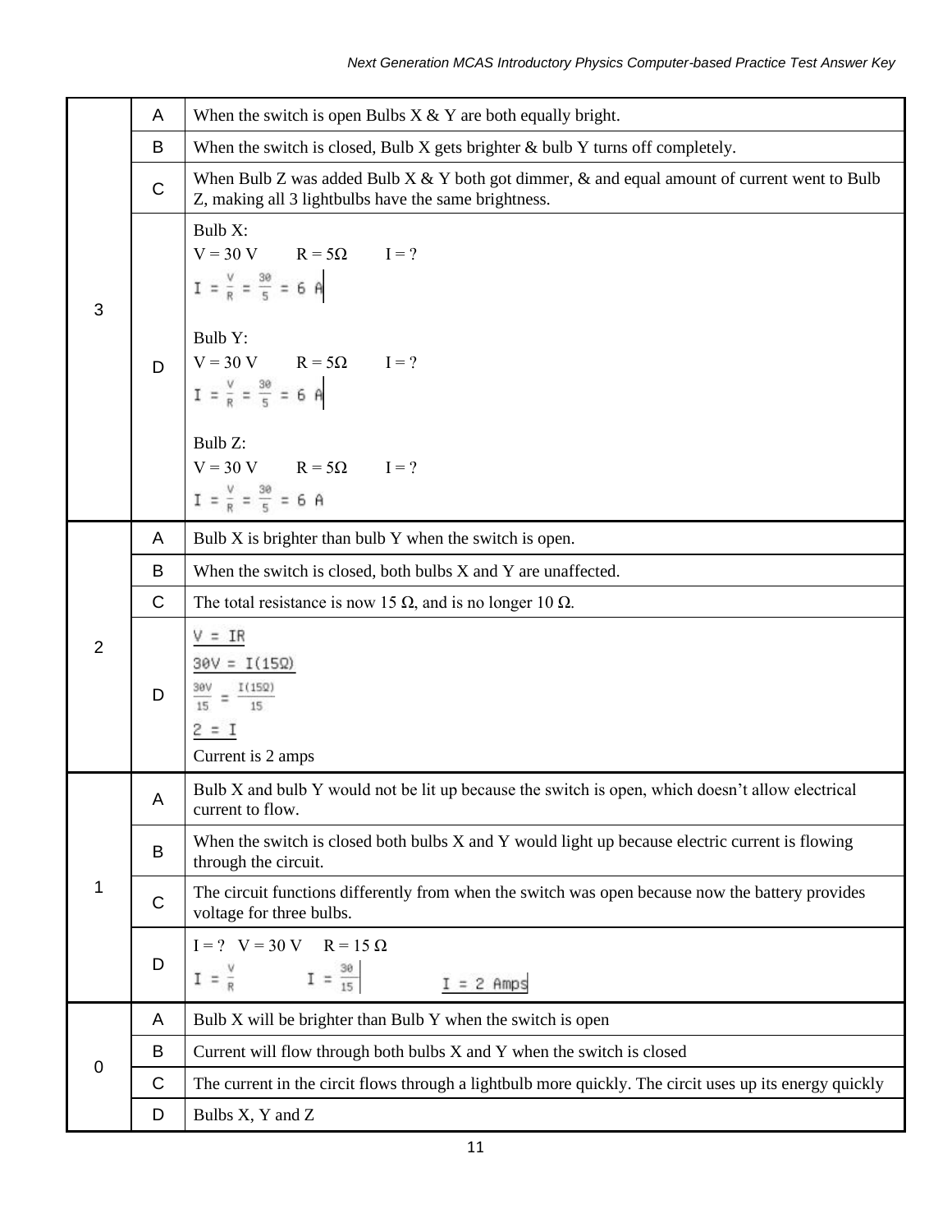| | | |
|---|---|---|
| 3 | A | When the switch is open Bulbs X & Y are both equally bright. |
| | B | When the switch is closed, Bulb X gets brighter & bulb Y turns off completely. |
| | C | When Bulb Z was added Bulb X & Y both got dimmer, & and equal amount of current went to Bulb Z, making all 3 lightbulbs have the same brightness. |
| | D | Bulb X: <br> V = 30 V R = 5Ω I = ? <br> $I = \frac{V}{R} = \frac{30}{5} = 6\ A$ <br><br> Bulb Y: <br> V = 30 V R = 5Ω I = ? <br> $I = \frac{V}{R} = \frac{30}{5} = 6\ A$ <br><br> Bulb Z: <br> V = 30 V R = 5Ω I = ? <br> $I = \frac{V}{R} = \frac{30}{5} = 6\ A$ |
| 2 | A | Bulb X is brighter than bulb Y when the switch is open. |
| | B | When the switch is closed, both bulbs X and Y are unaffected. |
| | C | The total resistance is now 15 Ω, and is no longer 10 Ω. |
| | D | $V = IR$ <br> $30V = I(15\Omega)$ <br> $\frac{30V}{15} = \frac{I(15\Omega)}{15}$ <br> $2 = I$ <br> Current is 2 amps |
| 1 | A | Bulb X and bulb Y would not be lit up because the switch is open, which doesn't allow electrical current to flow. |
| | B | When the switch is closed both bulbs X and Y would light up because electric current is flowing through the circuit. |
| | C | The circuit functions differently from when the switch was open because now the battery provides voltage for three bulbs. |
| | D | I = ? V = 30 V R = 15 Ω <br> $I = \frac{V}{R}$ $I = \frac{30}{15}$ $I = 2\ Amps$ |
| 0 | A | Bulb X will be brighter than Bulb Y when the switch is open |
| | B | Current will flow through both bulbs X and Y when the switch is closed |
| | C | The current in the circit flows through a lightbulb more quickly. The circit uses up its energy quickly |
| | D | Bulbs X, Y and Z |